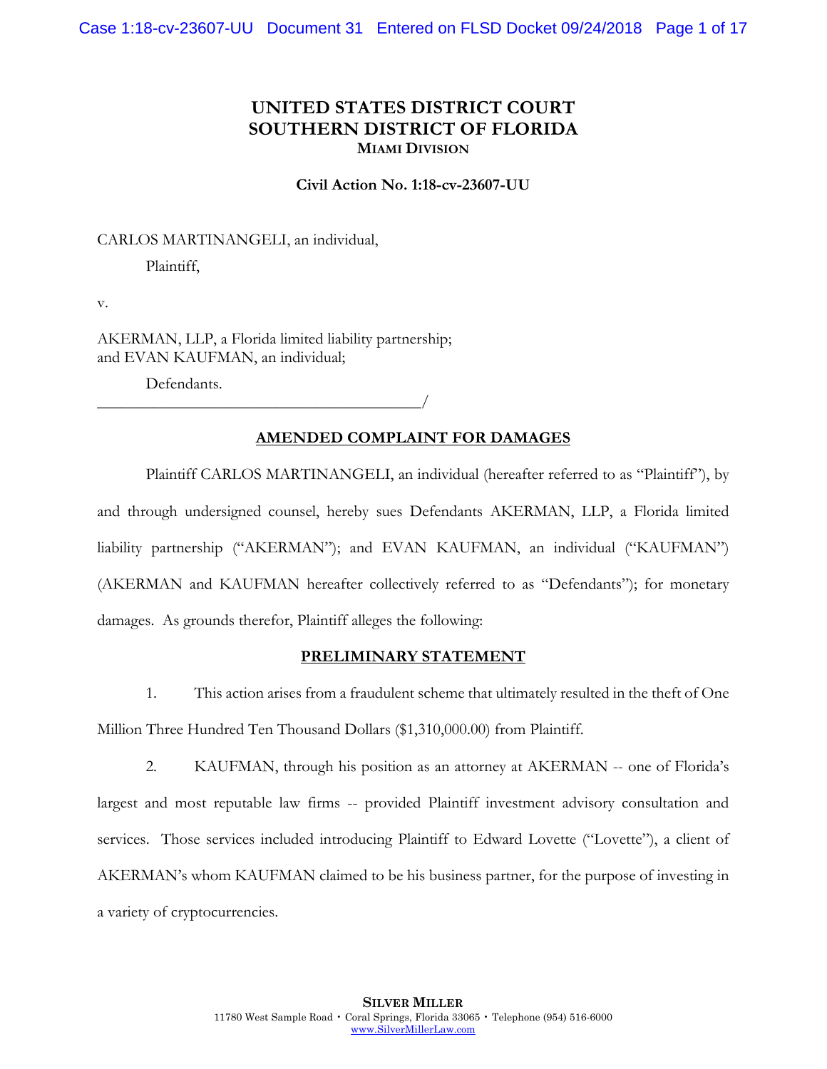# UNITED STATES DISTRICT COURT
# SOUTHERN DISTRICT OF FLORIDA
## MIAMI DIVISION

**Civil Action No. 1:18-cv-23607-UU**

CARLOS MARTINANGELI, an individual,

Plaintiff,

v.

AKERMAN, LLP, a Florida limited liability partnership;
and EVAN KAUFMAN, an individual;

Defendants.
_______________________________________/

**AMENDED COMPLAINT FOR DAMAGES**

Plaintiff CARLOS MARTINANGELI, an individual (hereafter referred to as "Plaintiff"), by and through undersigned counsel, hereby sues Defendants AKERMAN, LLP, a Florida limited liability partnership ("AKERMAN"); and EVAN KAUFMAN, an individual ("KAUFMAN") (AKERMAN and KAUFMAN hereafter collectively referred to as "Defendants"); for monetary damages. As grounds therefor, Plaintiff alleges the following:

**PRELIMINARY STATEMENT**

1. This action arises from a fraudulent scheme that ultimately resulted in the theft of One Million Three Hundred Ten Thousand Dollars ($1,310,000.00) from Plaintiff.

2. KAUFMAN, through his position as an attorney at AKERMAN -- one of Florida's largest and most reputable law firms -- provided Plaintiff investment advisory consultation and services. Those services included introducing Plaintiff to Edward Lovette ("Lovette"), a client of AKERMAN's whom KAUFMAN claimed to be his business partner, for the purpose of investing in a variety of cryptocurrencies.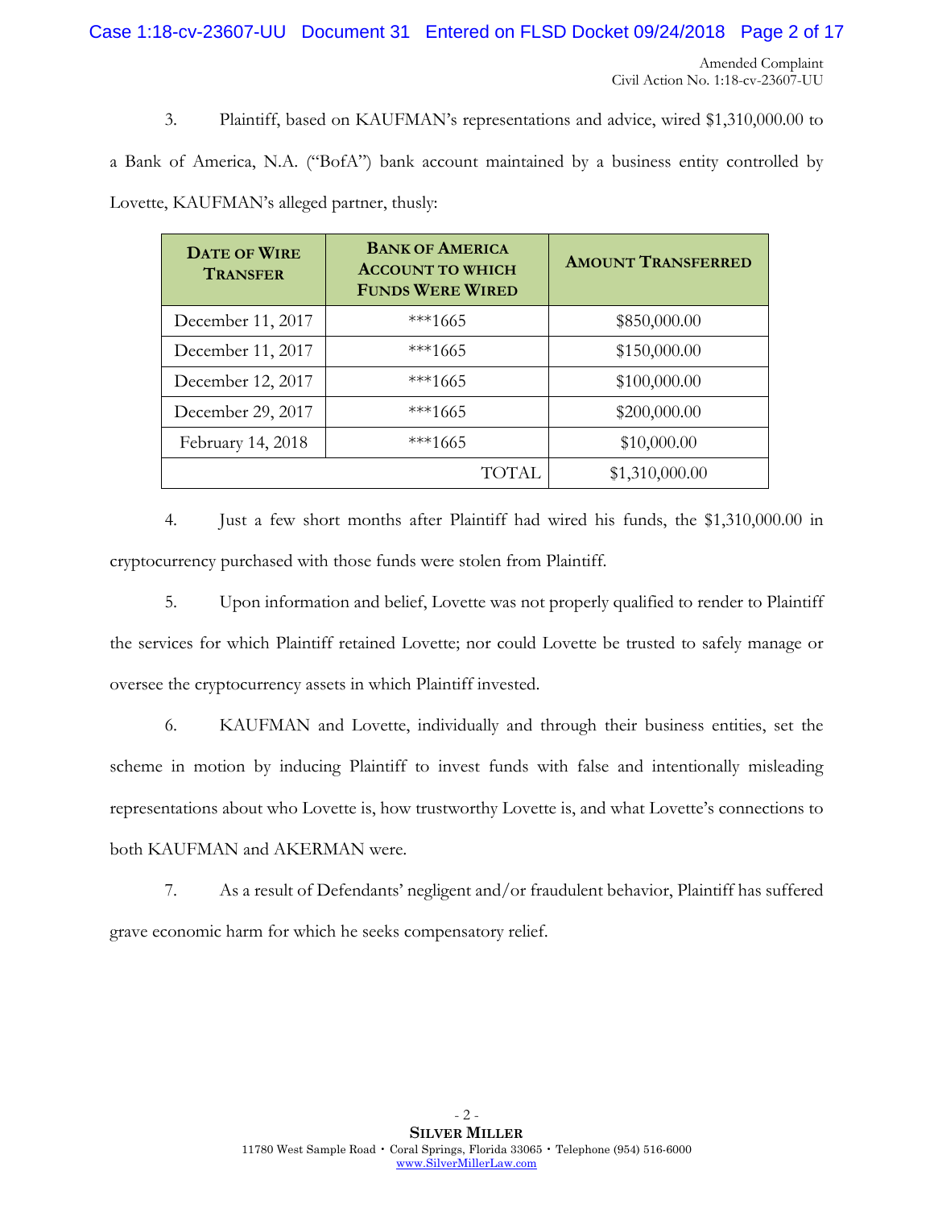3. Plaintiff, based on KAUFMAN's representations and advice, wired $1,310,000.00 to a Bank of America, N.A. ("BofA") bank account maintained by a business entity controlled by Lovette, KAUFMAN's alleged partner, thusly:

| DATE OF WIRE TRANSFER | BANK OF AMERICA ACCOUNT TO WHICH FUNDS WERE WIRED | AMOUNT TRANSFERRED |
|---|---|---|
| December 11, 2017 | ***1665 | $850,000.00 |
| December 11, 2017 | ***1665 | $150,000.00 |
| December 12, 2017 | ***1665 | $100,000.00 |
| December 29, 2017 | ***1665 | $200,000.00 |
| February 14, 2018 | ***1665 | $10,000.00 |
| | TOTAL | $1,310,000.00 |

4. Just a few short months after Plaintiff had wired his funds, the $1,310,000.00 in cryptocurrency purchased with those funds were stolen from Plaintiff.

5. Upon information and belief, Lovette was not properly qualified to render to Plaintiff the services for which Plaintiff retained Lovette; nor could Lovette be trusted to safely manage or oversee the cryptocurrency assets in which Plaintiff invested.

6. KAUFMAN and Lovette, individually and through their business entities, set the scheme in motion by inducing Plaintiff to invest funds with false and intentionally misleading representations about who Lovette is, how trustworthy Lovette is, and what Lovette's connections to both KAUFMAN and AKERMAN were.

7. As a result of Defendants' negligent and/or fraudulent behavior, Plaintiff has suffered grave economic harm for which he seeks compensatory relief.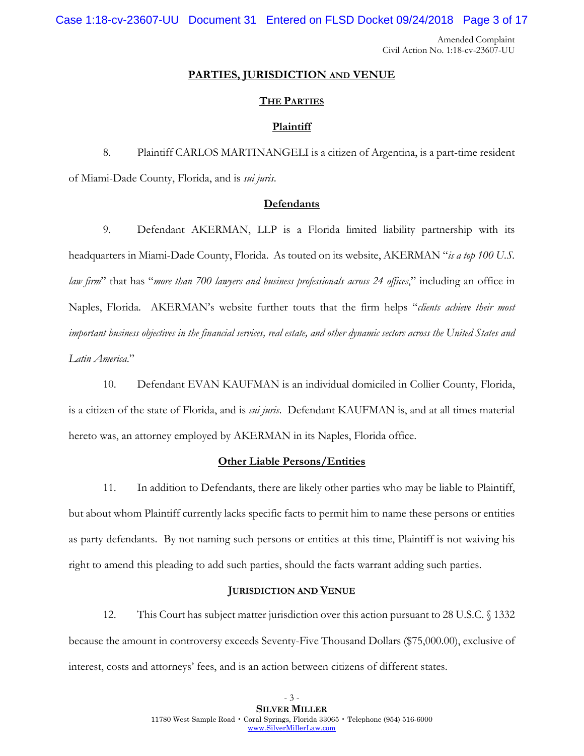## PARTIES, JURISDICTION AND VENUE

### THE PARTIES

#### Plaintiff

8. Plaintiff CARLOS MARTINANGELI is a citizen of Argentina, is a part-time resident of Miami-Dade County, Florida, and is *sui juris*.

#### Defendants

9. Defendant AKERMAN, LLP is a Florida limited liability partnership with its headquarters in Miami-Dade County, Florida. As touted on its website, AKERMAN "*is a top 100 U.S. law firm*" that has "*more than 700 lawyers and business professionals across 24 offices*," including an office in Naples, Florida. AKERMAN's website further touts that the firm helps "*clients achieve their most important business objectives in the financial services, real estate, and other dynamic sectors across the United States and Latin America*."

10. Defendant EVAN KAUFMAN is an individual domiciled in Collier County, Florida, is a citizen of the state of Florida, and is *sui juris*. Defendant KAUFMAN is, and at all times material hereto was, an attorney employed by AKERMAN in its Naples, Florida office.

#### Other Liable Persons/Entities

11. In addition to Defendants, there are likely other parties who may be liable to Plaintiff, but about whom Plaintiff currently lacks specific facts to permit him to name these persons or entities as party defendants. By not naming such persons or entities at this time, Plaintiff is not waiving his right to amend this pleading to add such parties, should the facts warrant adding such parties.

### JURISDICTION AND VENUE

12. This Court has subject matter jurisdiction over this action pursuant to 28 U.S.C. § 1332 because the amount in controversy exceeds Seventy-Five Thousand Dollars ($75,000.00), exclusive of interest, costs and attorneys' fees, and is an action between citizens of different states.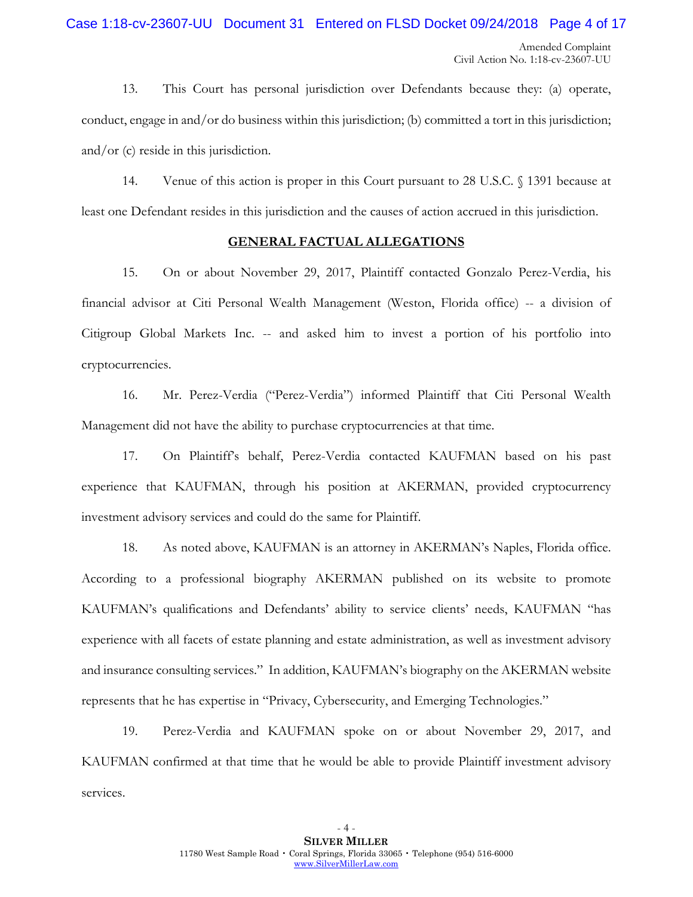13. This Court has personal jurisdiction over Defendants because they: (a) operate, conduct, engage in and/or do business within this jurisdiction; (b) committed a tort in this jurisdiction; and/or (c) reside in this jurisdiction.

14. Venue of this action is proper in this Court pursuant to 28 U.S.C. § 1391 because at least one Defendant resides in this jurisdiction and the causes of action accrued in this jurisdiction.

## GENERAL FACTUAL ALLEGATIONS

15. On or about November 29, 2017, Plaintiff contacted Gonzalo Perez-Verdia, his financial advisor at Citi Personal Wealth Management (Weston, Florida office) -- a division of Citigroup Global Markets Inc. -- and asked him to invest a portion of his portfolio into cryptocurrencies.

16. Mr. Perez-Verdia ("Perez-Verdia") informed Plaintiff that Citi Personal Wealth Management did not have the ability to purchase cryptocurrencies at that time.

17. On Plaintiff's behalf, Perez-Verdia contacted KAUFMAN based on his past experience that KAUFMAN, through his position at AKERMAN, provided cryptocurrency investment advisory services and could do the same for Plaintiff.

18. As noted above, KAUFMAN is an attorney in AKERMAN's Naples, Florida office. According to a professional biography AKERMAN published on its website to promote KAUFMAN's qualifications and Defendants' ability to service clients' needs, KAUFMAN "has experience with all facets of estate planning and estate administration, as well as investment advisory and insurance consulting services." In addition, KAUFMAN's biography on the AKERMAN website represents that he has expertise in "Privacy, Cybersecurity, and Emerging Technologies."

19. Perez-Verdia and KAUFMAN spoke on or about November 29, 2017, and KAUFMAN confirmed at that time that he would be able to provide Plaintiff investment advisory services.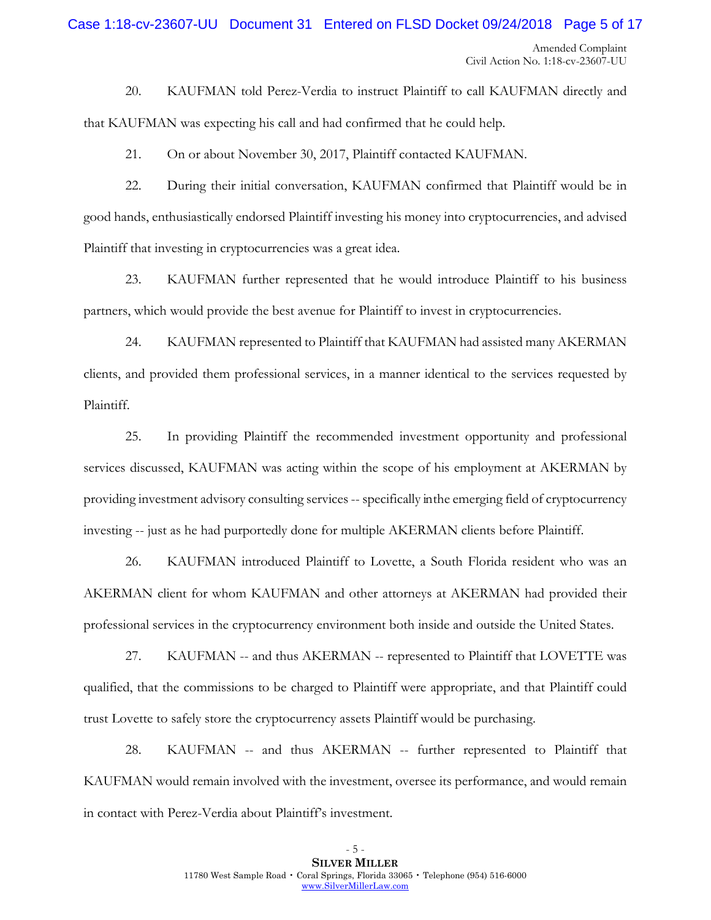20. KAUFMAN told Perez-Verdia to instruct Plaintiff to call KAUFMAN directly and that KAUFMAN was expecting his call and had confirmed that he could help.

21. On or about November 30, 2017, Plaintiff contacted KAUFMAN.

22. During their initial conversation, KAUFMAN confirmed that Plaintiff would be in good hands, enthusiastically endorsed Plaintiff investing his money into cryptocurrencies, and advised Plaintiff that investing in cryptocurrencies was a great idea.

23. KAUFMAN further represented that he would introduce Plaintiff to his business partners, which would provide the best avenue for Plaintiff to invest in cryptocurrencies.

24. KAUFMAN represented to Plaintiff that KAUFMAN had assisted many AKERMAN clients, and provided them professional services, in a manner identical to the services requested by Plaintiff.

25. In providing Plaintiff the recommended investment opportunity and professional services discussed, KAUFMAN was acting within the scope of his employment at AKERMAN by providing investment advisory consulting services -- specifically in the emerging field of cryptocurrency investing -- just as he had purportedly done for multiple AKERMAN clients before Plaintiff.

26. KAUFMAN introduced Plaintiff to Lovette, a South Florida resident who was an AKERMAN client for whom KAUFMAN and other attorneys at AKERMAN had provided their professional services in the cryptocurrency environment both inside and outside the United States.

27. KAUFMAN -- and thus AKERMAN -- represented to Plaintiff that LOVETTE was qualified, that the commissions to be charged to Plaintiff were appropriate, and that Plaintiff could trust Lovette to safely store the cryptocurrency assets Plaintiff would be purchasing.

28. KAUFMAN -- and thus AKERMAN -- further represented to Plaintiff that KAUFMAN would remain involved with the investment, oversee its performance, and would remain in contact with Perez-Verdia about Plaintiff's investment.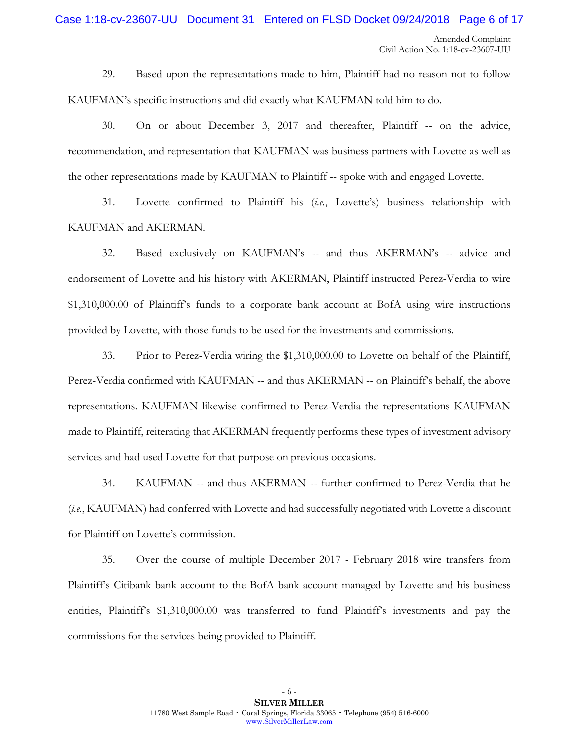29. Based upon the representations made to him, Plaintiff had no reason not to follow KAUFMAN's specific instructions and did exactly what KAUFMAN told him to do.

30. On or about December 3, 2017 and thereafter, Plaintiff -- on the advice, recommendation, and representation that KAUFMAN was business partners with Lovette as well as the other representations made by KAUFMAN to Plaintiff -- spoke with and engaged Lovette.

31. Lovette confirmed to Plaintiff his (*i.e.*, Lovette's) business relationship with KAUFMAN and AKERMAN.

32. Based exclusively on KAUFMAN's -- and thus AKERMAN's -- advice and endorsement of Lovette and his history with AKERMAN, Plaintiff instructed Perez-Verdia to wire $1,310,000.00 of Plaintiff's funds to a corporate bank account at BofA using wire instructions provided by Lovette, with those funds to be used for the investments and commissions.

33. Prior to Perez-Verdia wiring the $1,310,000.00 to Lovette on behalf of the Plaintiff, Perez-Verdia confirmed with KAUFMAN -- and thus AKERMAN -- on Plaintiff's behalf, the above representations. KAUFMAN likewise confirmed to Perez-Verdia the representations KAUFMAN made to Plaintiff, reiterating that AKERMAN frequently performs these types of investment advisory services and had used Lovette for that purpose on previous occasions.

34. KAUFMAN -- and thus AKERMAN -- further confirmed to Perez-Verdia that he (*i.e.*, KAUFMAN) had conferred with Lovette and had successfully negotiated with Lovette a discount for Plaintiff on Lovette's commission.

35. Over the course of multiple December 2017 - February 2018 wire transfers from Plaintiff's Citibank bank account to the BofA bank account managed by Lovette and his business entities, Plaintiff's $1,310,000.00 was transferred to fund Plaintiff's investments and pay the commissions for the services being provided to Plaintiff.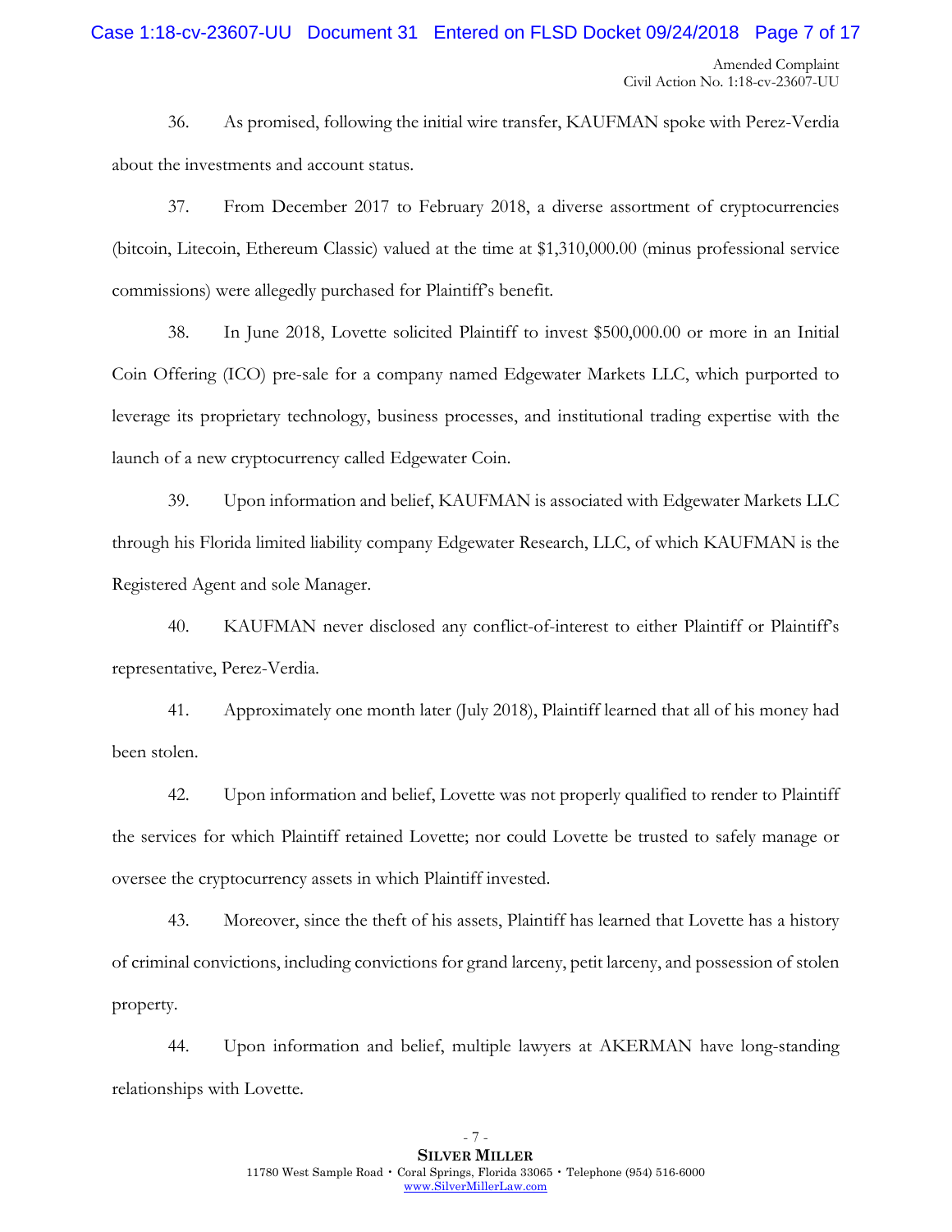36. As promised, following the initial wire transfer, KAUFMAN spoke with Perez-Verdia about the investments and account status.

37. From December 2017 to February 2018, a diverse assortment of cryptocurrencies (bitcoin, Litecoin, Ethereum Classic) valued at the time at $1,310,000.00 (minus professional service commissions) were allegedly purchased for Plaintiff's benefit.

38. In June 2018, Lovette solicited Plaintiff to invest $500,000.00 or more in an Initial Coin Offering (ICO) pre-sale for a company named Edgewater Markets LLC, which purported to leverage its proprietary technology, business processes, and institutional trading expertise with the launch of a new cryptocurrency called Edgewater Coin.

39. Upon information and belief, KAUFMAN is associated with Edgewater Markets LLC through his Florida limited liability company Edgewater Research, LLC, of which KAUFMAN is the Registered Agent and sole Manager.

40. KAUFMAN never disclosed any conflict-of-interest to either Plaintiff or Plaintiff's representative, Perez-Verdia.

41. Approximately one month later (July 2018), Plaintiff learned that all of his money had been stolen.

42. Upon information and belief, Lovette was not properly qualified to render to Plaintiff the services for which Plaintiff retained Lovette; nor could Lovette be trusted to safely manage or oversee the cryptocurrency assets in which Plaintiff invested.

43. Moreover, since the theft of his assets, Plaintiff has learned that Lovette has a history of criminal convictions, including convictions for grand larceny, petit larceny, and possession of stolen property.

44. Upon information and belief, multiple lawyers at AKERMAN have long-standing relationships with Lovette.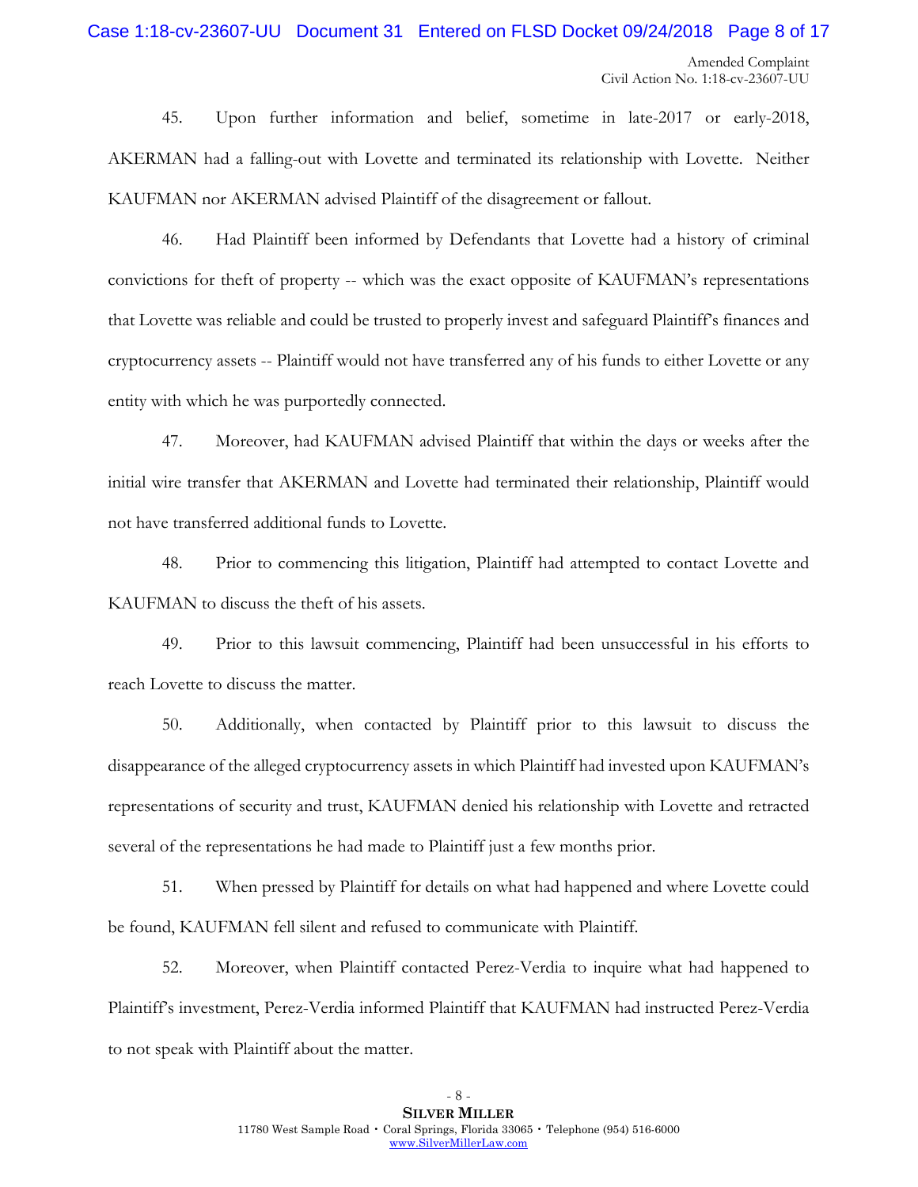45. Upon further information and belief, sometime in late-2017 or early-2018, AKERMAN had a falling-out with Lovette and terminated its relationship with Lovette. Neither KAUFMAN nor AKERMAN advised Plaintiff of the disagreement or fallout.

46. Had Plaintiff been informed by Defendants that Lovette had a history of criminal convictions for theft of property -- which was the exact opposite of KAUFMAN's representations that Lovette was reliable and could be trusted to properly invest and safeguard Plaintiff's finances and cryptocurrency assets -- Plaintiff would not have transferred any of his funds to either Lovette or any entity with which he was purportedly connected.

47. Moreover, had KAUFMAN advised Plaintiff that within the days or weeks after the initial wire transfer that AKERMAN and Lovette had terminated their relationship, Plaintiff would not have transferred additional funds to Lovette.

48. Prior to commencing this litigation, Plaintiff had attempted to contact Lovette and KAUFMAN to discuss the theft of his assets.

49. Prior to this lawsuit commencing, Plaintiff had been unsuccessful in his efforts to reach Lovette to discuss the matter.

50. Additionally, when contacted by Plaintiff prior to this lawsuit to discuss the disappearance of the alleged cryptocurrency assets in which Plaintiff had invested upon KAUFMAN's representations of security and trust, KAUFMAN denied his relationship with Lovette and retracted several of the representations he had made to Plaintiff just a few months prior.

51. When pressed by Plaintiff for details on what had happened and where Lovette could be found, KAUFMAN fell silent and refused to communicate with Plaintiff.

52. Moreover, when Plaintiff contacted Perez-Verdia to inquire what had happened to Plaintiff's investment, Perez-Verdia informed Plaintiff that KAUFMAN had instructed Perez-Verdia to not speak with Plaintiff about the matter.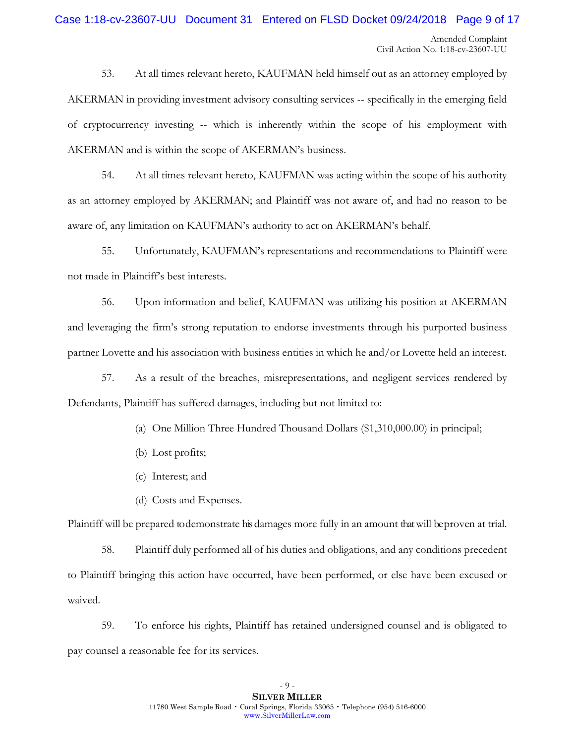53. At all times relevant hereto, KAUFMAN held himself out as an attorney employed by AKERMAN in providing investment advisory consulting services -- specifically in the emerging field of cryptocurrency investing -- which is inherently within the scope of his employment with AKERMAN and is within the scope of AKERMAN's business.

54. At all times relevant hereto, KAUFMAN was acting within the scope of his authority as an attorney employed by AKERMAN; and Plaintiff was not aware of, and had no reason to be aware of, any limitation on KAUFMAN's authority to act on AKERMAN's behalf.

55. Unfortunately, KAUFMAN's representations and recommendations to Plaintiff were not made in Plaintiff's best interests.

56. Upon information and belief, KAUFMAN was utilizing his position at AKERMAN and leveraging the firm's strong reputation to endorse investments through his purported business partner Lovette and his association with business entities in which he and/or Lovette held an interest.

57. As a result of the breaches, misrepresentations, and negligent services rendered by Defendants, Plaintiff has suffered damages, including but not limited to:

(a) One Million Three Hundred Thousand Dollars ($1,310,000.00) in principal;

(b) Lost profits;

(c) Interest; and

(d) Costs and Expenses.

Plaintiff will be prepared to demonstrate his damages more fully in an amount that will be proven at trial.

58. Plaintiff duly performed all of his duties and obligations, and any conditions precedent to Plaintiff bringing this action have occurred, have been performed, or else have been excused or waived.

59. To enforce his rights, Plaintiff has retained undersigned counsel and is obligated to pay counsel a reasonable fee for its services.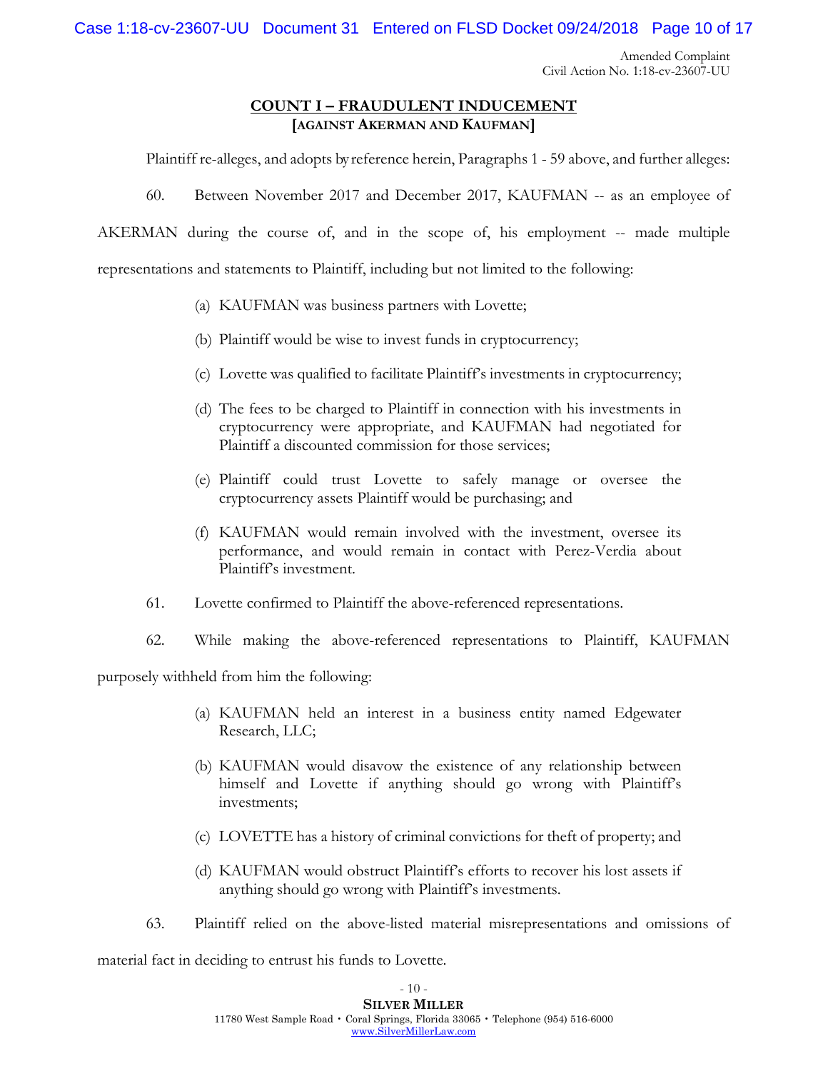## COUNT I – FRAUDULENT INDUCEMENT
### [AGAINST AKERMAN AND KAUFMAN]

Plaintiff re-alleges, and adopts by reference herein, Paragraphs 1 - 59 above, and further alleges:

60. Between November 2017 and December 2017, KAUFMAN -- as an employee of AKERMAN during the course of, and in the scope of, his employment -- made multiple representations and statements to Plaintiff, including but not limited to the following:

(a) KAUFMAN was business partners with Lovette;

(b) Plaintiff would be wise to invest funds in cryptocurrency;

(c) Lovette was qualified to facilitate Plaintiff's investments in cryptocurrency;

(d) The fees to be charged to Plaintiff in connection with his investments in cryptocurrency were appropriate, and KAUFMAN had negotiated for Plaintiff a discounted commission for those services;

(e) Plaintiff could trust Lovette to safely manage or oversee the cryptocurrency assets Plaintiff would be purchasing; and

(f) KAUFMAN would remain involved with the investment, oversee its performance, and would remain in contact with Perez-Verdia about Plaintiff's investment.

61. Lovette confirmed to Plaintiff the above-referenced representations.

62. While making the above-referenced representations to Plaintiff, KAUFMAN purposely withheld from him the following:

(a) KAUFMAN held an interest in a business entity named Edgewater Research, LLC;

(b) KAUFMAN would disavow the existence of any relationship between himself and Lovette if anything should go wrong with Plaintiff's investments;

(c) LOVETTE has a history of criminal convictions for theft of property; and

(d) KAUFMAN would obstruct Plaintiff's efforts to recover his lost assets if anything should go wrong with Plaintiff's investments.

63. Plaintiff relied on the above-listed material misrepresentations and omissions of material fact in deciding to entrust his funds to Lovette.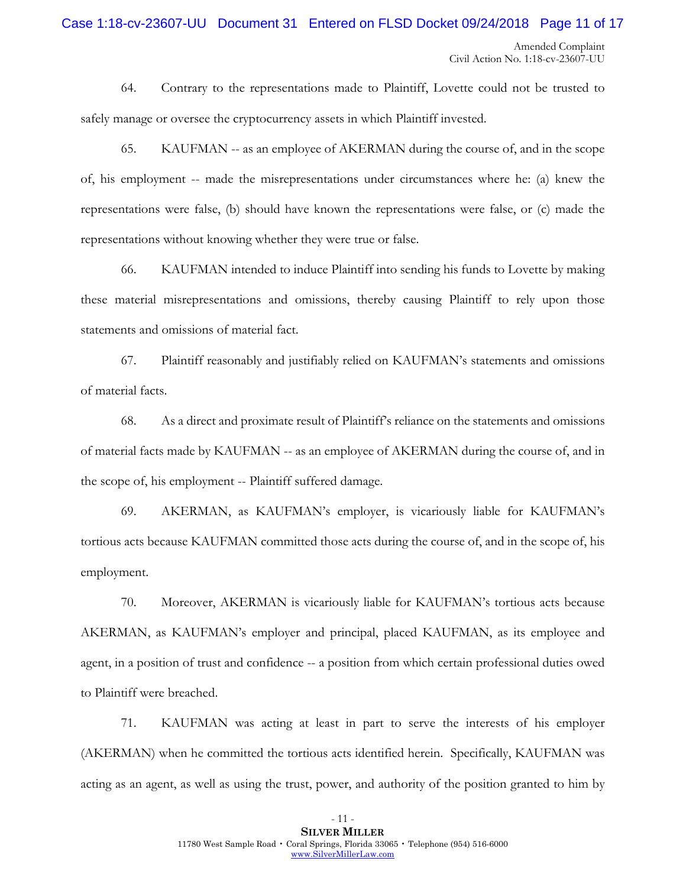64. Contrary to the representations made to Plaintiff, Lovette could not be trusted to safely manage or oversee the cryptocurrency assets in which Plaintiff invested.

65. KAUFMAN -- as an employee of AKERMAN during the course of, and in the scope of, his employment -- made the misrepresentations under circumstances where he: (a) knew the representations were false, (b) should have known the representations were false, or (c) made the representations without knowing whether they were true or false.

66. KAUFMAN intended to induce Plaintiff into sending his funds to Lovette by making these material misrepresentations and omissions, thereby causing Plaintiff to rely upon those statements and omissions of material fact.

67. Plaintiff reasonably and justifiably relied on KAUFMAN's statements and omissions of material facts.

68. As a direct and proximate result of Plaintiff's reliance on the statements and omissions of material facts made by KAUFMAN -- as an employee of AKERMAN during the course of, and in the scope of, his employment -- Plaintiff suffered damage.

69. AKERMAN, as KAUFMAN's employer, is vicariously liable for KAUFMAN's tortious acts because KAUFMAN committed those acts during the course of, and in the scope of, his employment.

70. Moreover, AKERMAN is vicariously liable for KAUFMAN's tortious acts because AKERMAN, as KAUFMAN's employer and principal, placed KAUFMAN, as its employee and agent, in a position of trust and confidence -- a position from which certain professional duties owed to Plaintiff were breached.

71. KAUFMAN was acting at least in part to serve the interests of his employer (AKERMAN) when he committed the tortious acts identified herein. Specifically, KAUFMAN was acting as an agent, as well as using the trust, power, and authority of the position granted to him by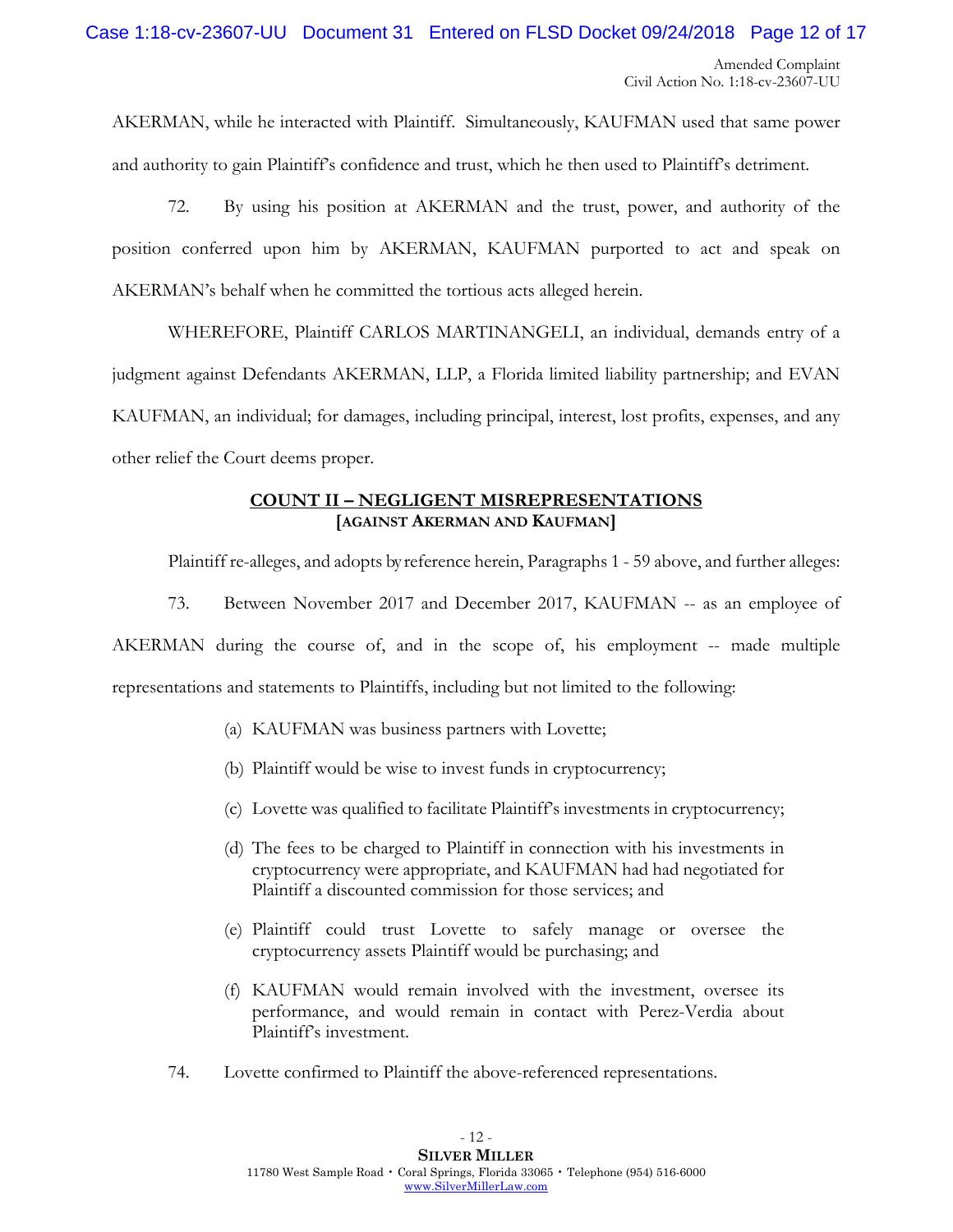AKERMAN, while he interacted with Plaintiff. Simultaneously, KAUFMAN used that same power and authority to gain Plaintiff's confidence and trust, which he then used to Plaintiff's detriment.

72. By using his position at AKERMAN and the trust, power, and authority of the position conferred upon him by AKERMAN, KAUFMAN purported to act and speak on AKERMAN's behalf when he committed the tortious acts alleged herein.

WHEREFORE, Plaintiff CARLOS MARTINANGELI, an individual, demands entry of a judgment against Defendants AKERMAN, LLP, a Florida limited liability partnership; and EVAN KAUFMAN, an individual; for damages, including principal, interest, lost profits, expenses, and any other relief the Court deems proper.

## **COUNT II – NEGLIGENT MISREPRESENTATIONS**
**[AGAINST AKERMAN AND KAUFMAN]**

Plaintiff re-alleges, and adopts by reference herein, Paragraphs 1 - 59 above, and further alleges:

73. Between November 2017 and December 2017, KAUFMAN -- as an employee of AKERMAN during the course of, and in the scope of, his employment -- made multiple representations and statements to Plaintiffs, including but not limited to the following:

(a) KAUFMAN was business partners with Lovette;

(b) Plaintiff would be wise to invest funds in cryptocurrency;

(c) Lovette was qualified to facilitate Plaintiff's investments in cryptocurrency;

(d) The fees to be charged to Plaintiff in connection with his investments in cryptocurrency were appropriate, and KAUFMAN had had negotiated for Plaintiff a discounted commission for those services; and

(e) Plaintiff could trust Lovette to safely manage or oversee the cryptocurrency assets Plaintiff would be purchasing; and

(f) KAUFMAN would remain involved with the investment, oversee its performance, and would remain in contact with Perez-Verdia about Plaintiff's investment.

74. Lovette confirmed to Plaintiff the above-referenced representations.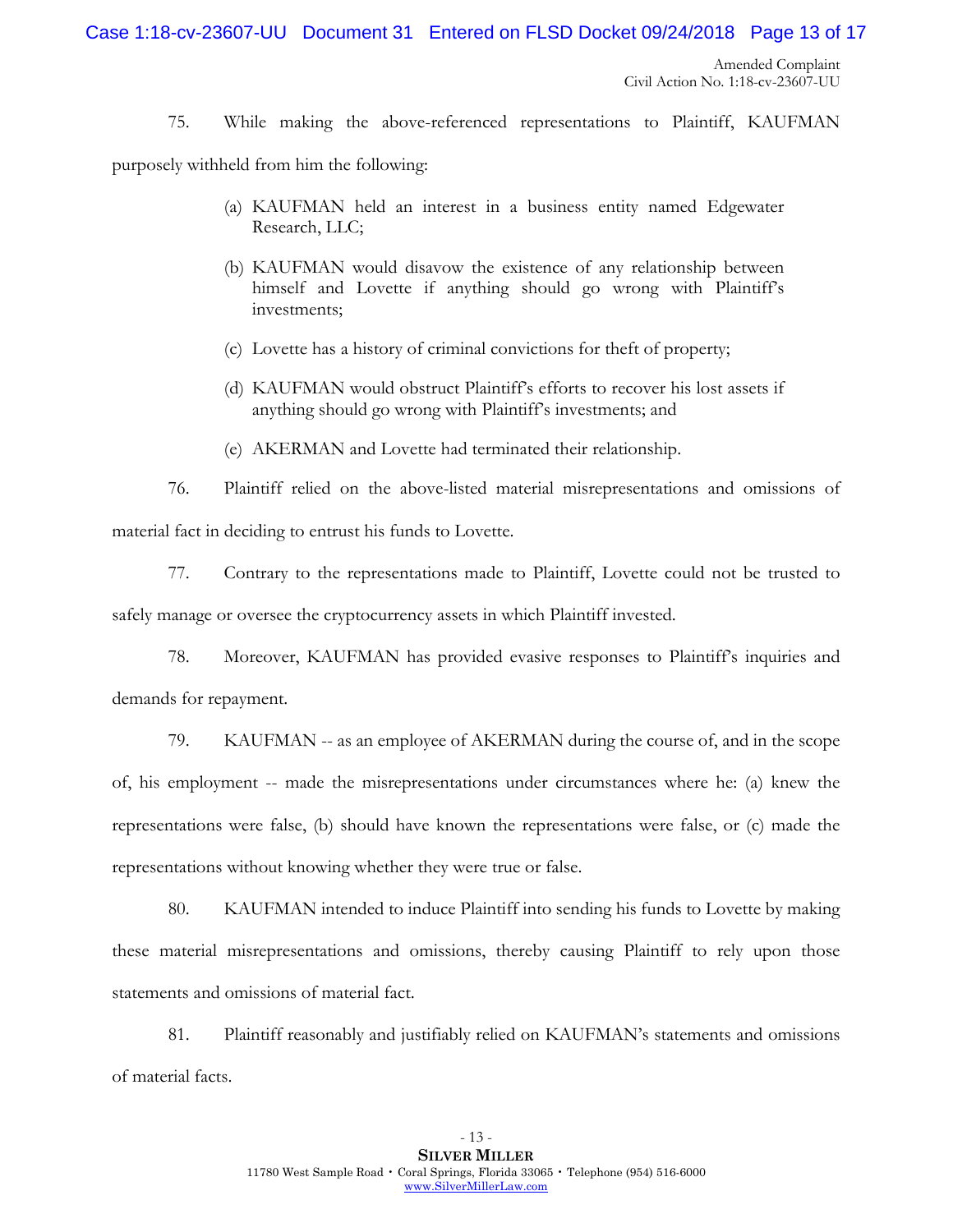75. While making the above-referenced representations to Plaintiff, KAUFMAN purposely withheld from him the following:

(a) KAUFMAN held an interest in a business entity named Edgewater Research, LLC;

(b) KAUFMAN would disavow the existence of any relationship between himself and Lovette if anything should go wrong with Plaintiff's investments;

(c) Lovette has a history of criminal convictions for theft of property;

(d) KAUFMAN would obstruct Plaintiff's efforts to recover his lost assets if anything should go wrong with Plaintiff's investments; and

(e) AKERMAN and Lovette had terminated their relationship.

76. Plaintiff relied on the above-listed material misrepresentations and omissions of material fact in deciding to entrust his funds to Lovette.

77. Contrary to the representations made to Plaintiff, Lovette could not be trusted to safely manage or oversee the cryptocurrency assets in which Plaintiff invested.

78. Moreover, KAUFMAN has provided evasive responses to Plaintiff's inquiries and demands for repayment.

79. KAUFMAN -- as an employee of AKERMAN during the course of, and in the scope of, his employment -- made the misrepresentations under circumstances where he: (a) knew the representations were false, (b) should have known the representations were false, or (c) made the representations without knowing whether they were true or false.

80. KAUFMAN intended to induce Plaintiff into sending his funds to Lovette by making these material misrepresentations and omissions, thereby causing Plaintiff to rely upon those statements and omissions of material fact.

81. Plaintiff reasonably and justifiably relied on KAUFMAN's statements and omissions of material facts.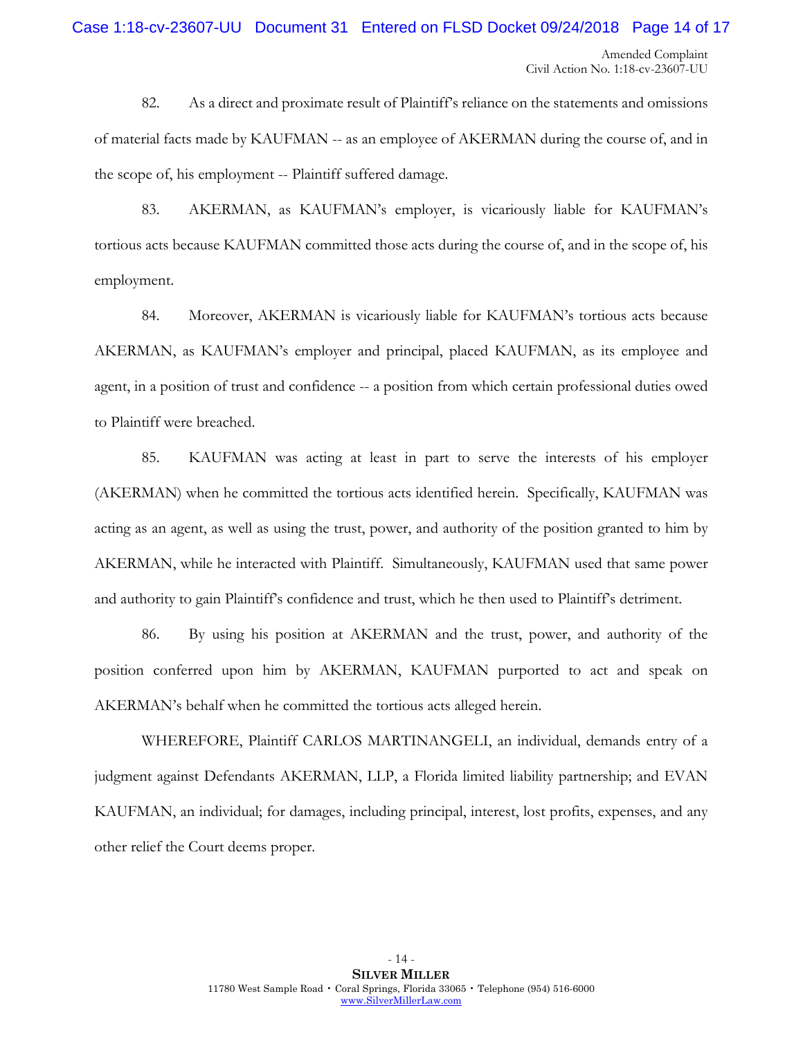82. As a direct and proximate result of Plaintiff's reliance on the statements and omissions of material facts made by KAUFMAN -- as an employee of AKERMAN during the course of, and in the scope of, his employment -- Plaintiff suffered damage.

83. AKERMAN, as KAUFMAN's employer, is vicariously liable for KAUFMAN's tortious acts because KAUFMAN committed those acts during the course of, and in the scope of, his employment.

84. Moreover, AKERMAN is vicariously liable for KAUFMAN's tortious acts because AKERMAN, as KAUFMAN's employer and principal, placed KAUFMAN, as its employee and agent, in a position of trust and confidence -- a position from which certain professional duties owed to Plaintiff were breached.

85. KAUFMAN was acting at least in part to serve the interests of his employer (AKERMAN) when he committed the tortious acts identified herein. Specifically, KAUFMAN was acting as an agent, as well as using the trust, power, and authority of the position granted to him by AKERMAN, while he interacted with Plaintiff. Simultaneously, KAUFMAN used that same power and authority to gain Plaintiff's confidence and trust, which he then used to Plaintiff's detriment.

86. By using his position at AKERMAN and the trust, power, and authority of the position conferred upon him by AKERMAN, KAUFMAN purported to act and speak on AKERMAN's behalf when he committed the tortious acts alleged herein.

WHEREFORE, Plaintiff CARLOS MARTINANGELI, an individual, demands entry of a judgment against Defendants AKERMAN, LLP, a Florida limited liability partnership; and EVAN KAUFMAN, an individual; for damages, including principal, interest, lost profits, expenses, and any other relief the Court deems proper.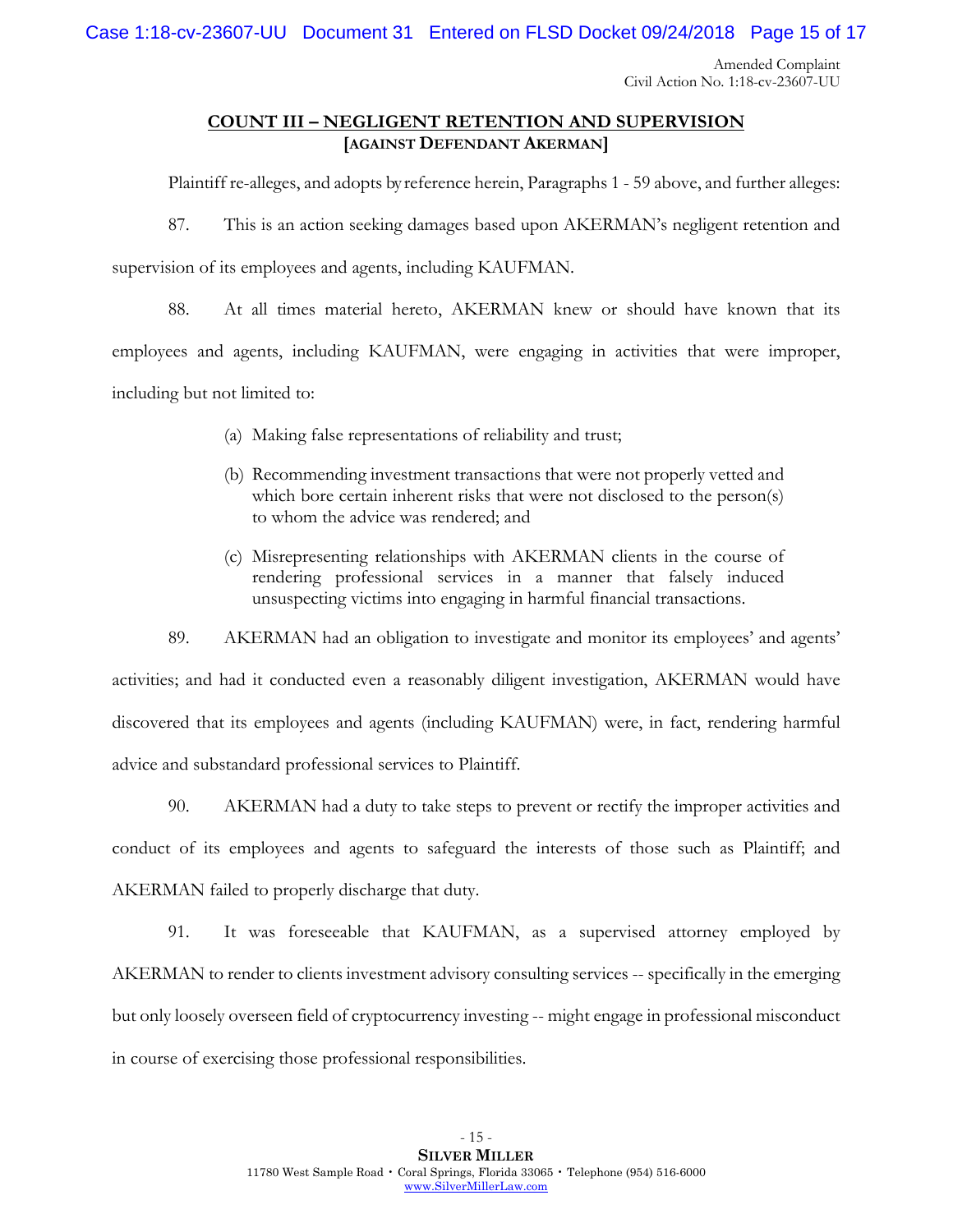## COUNT III – NEGLIGENT RETENTION AND SUPERVISION

**[AGAINST DEFENDANT AKERMAN]**

Plaintiff re-alleges, and adopts by reference herein, Paragraphs 1 - 59 above, and further alleges:

87. This is an action seeking damages based upon AKERMAN's negligent retention and supervision of its employees and agents, including KAUFMAN.

88. At all times material hereto, AKERMAN knew or should have known that its employees and agents, including KAUFMAN, were engaging in activities that were improper, including but not limited to:

(a) Making false representations of reliability and trust;

(b) Recommending investment transactions that were not properly vetted and which bore certain inherent risks that were not disclosed to the person(s) to whom the advice was rendered; and

(c) Misrepresenting relationships with AKERMAN clients in the course of rendering professional services in a manner that falsely induced unsuspecting victims into engaging in harmful financial transactions.

89. AKERMAN had an obligation to investigate and monitor its employees' and agents' activities; and had it conducted even a reasonably diligent investigation, AKERMAN would have discovered that its employees and agents (including KAUFMAN) were, in fact, rendering harmful advice and substandard professional services to Plaintiff.

90. AKERMAN had a duty to take steps to prevent or rectify the improper activities and conduct of its employees and agents to safeguard the interests of those such as Plaintiff; and AKERMAN failed to properly discharge that duty.

91. It was foreseeable that KAUFMAN, as a supervised attorney employed by AKERMAN to render to clients investment advisory consulting services -- specifically in the emerging but only loosely overseen field of cryptocurrency investing -- might engage in professional misconduct in course of exercising those professional responsibilities.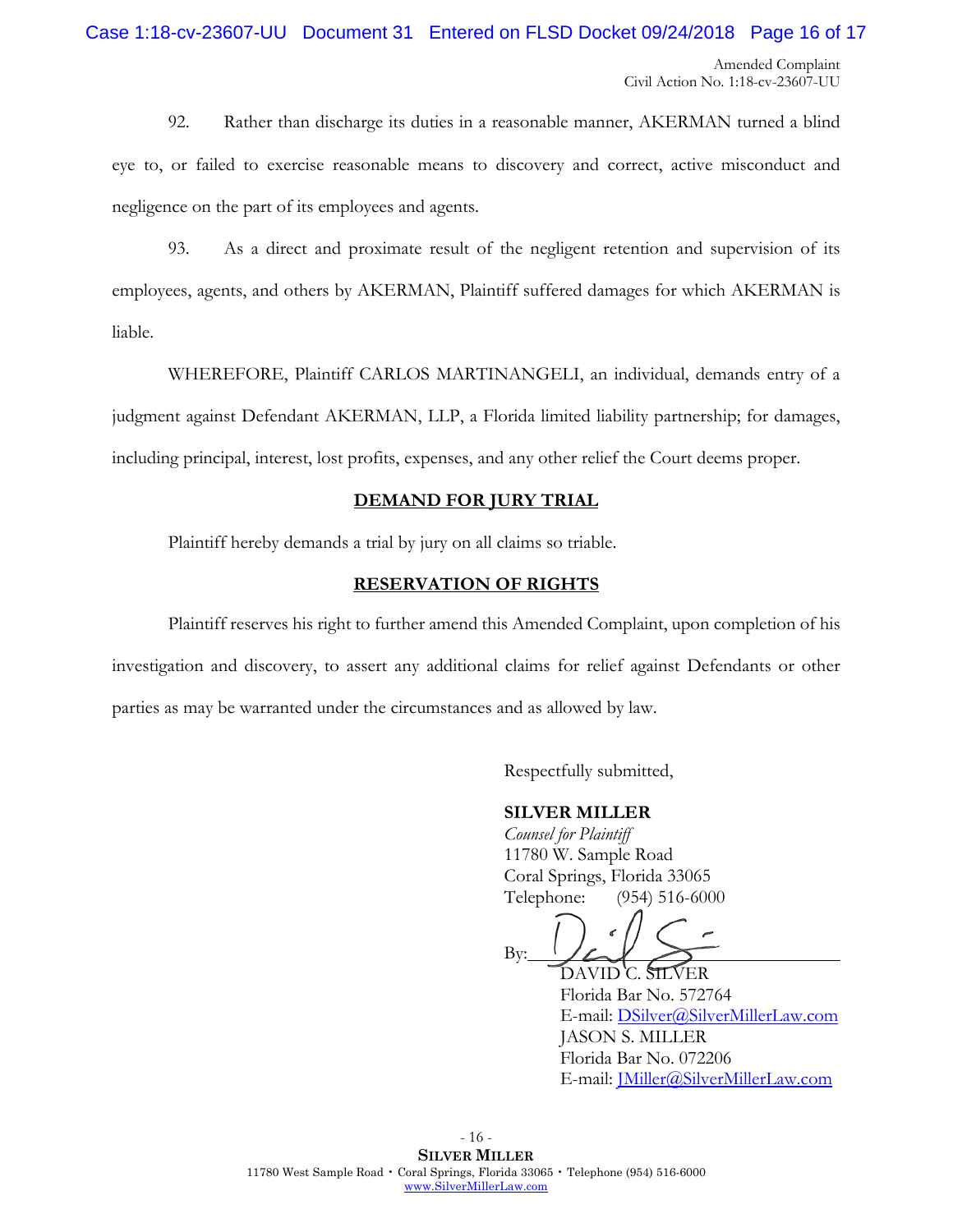92. Rather than discharge its duties in a reasonable manner, AKERMAN turned a blind eye to, or failed to exercise reasonable means to discovery and correct, active misconduct and negligence on the part of its employees and agents.

93. As a direct and proximate result of the negligent retention and supervision of its employees, agents, and others by AKERMAN, Plaintiff suffered damages for which AKERMAN is liable.

WHEREFORE, Plaintiff CARLOS MARTINANGELI, an individual, demands entry of a judgment against Defendant AKERMAN, LLP, a Florida limited liability partnership; for damages, including principal, interest, lost profits, expenses, and any other relief the Court deems proper.

**DEMAND FOR JURY TRIAL**

Plaintiff hereby demands a trial by jury on all claims so triable.

**RESERVATION OF RIGHTS**

Plaintiff reserves his right to further amend this Amended Complaint, upon completion of his investigation and discovery, to assert any additional claims for relief against Defendants or other parties as may be warranted under the circumstances and as allowed by law.

Respectfully submitted,

**SILVER MILLER**
*Counsel for Plaintiff*
11780 W. Sample Road
Coral Springs, Florida 33065
Telephone: (954) 516-6000

By: ______________________
DAVID C. SILVER
Florida Bar No. 572764
E-mail: DSilver@SilverMillerLaw.com
JASON S. MILLER
Florida Bar No. 072206
E-mail: JMiller@SilverMillerLaw.com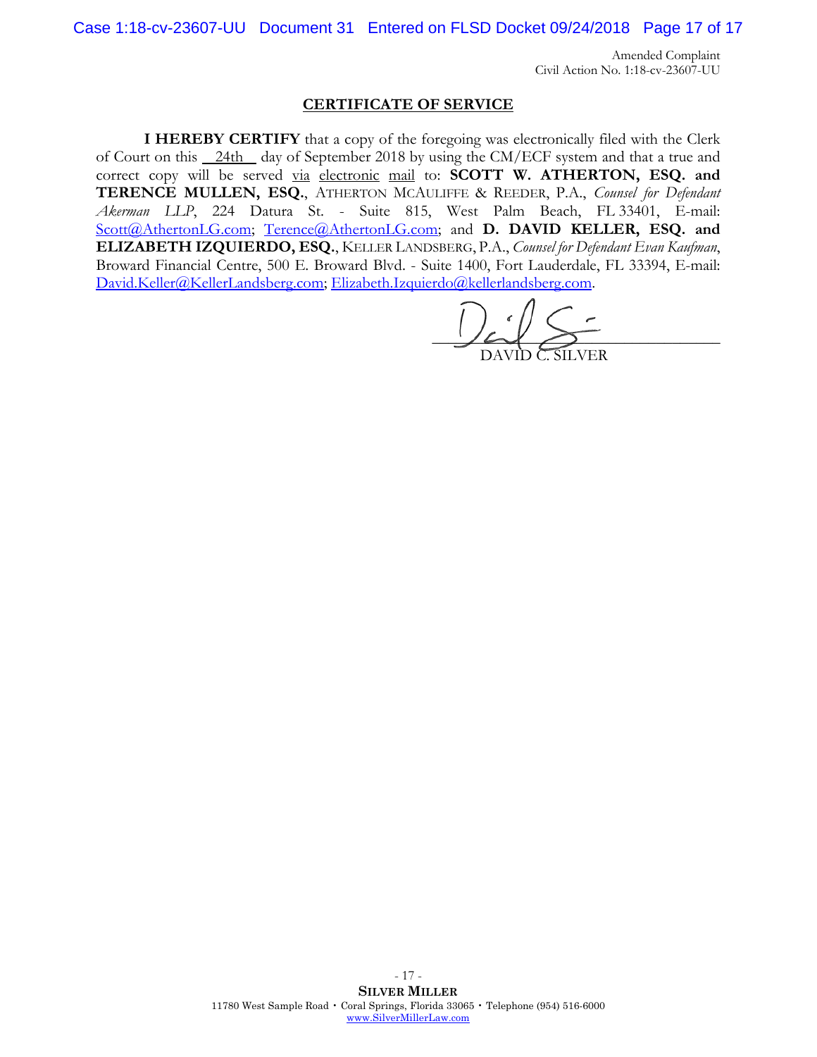Amended Complaint
Civil Action No. 1:18-cv-23607-UU

## CERTIFICATE OF SERVICE

**I HEREBY CERTIFY** that a copy of the foregoing was electronically filed with the Clerk of Court on this 24th day of September 2018 by using the CM/ECF system and that a true and correct copy will be served via electronic mail to: **SCOTT W. ATHERTON, ESQ. and TERENCE MULLEN, ESQ.**, ATHERTON MCAULIFFE & REEDER, P.A., *Counsel for Defendant Akerman LLP*, 224 Datura St. - Suite 815, West Palm Beach, FL 33401, E-mail: Scott@AthertonLG.com; Terence@AthertonLG.com; and **D. DAVID KELLER, ESQ. and ELIZABETH IZQUIERDO, ESQ.**, KELLER LANDSBERG, P.A., *Counsel for Defendant Evan Kaufman*, Broward Financial Centre, 500 E. Broward Blvd. - Suite 1400, Fort Lauderdale, FL 33394, E-mail: David.Keller@KellerLandsberg.com; Elizabeth.Izquierdo@kellerlandsberg.com.

DAVID C. SILVER

**SILVER MILLER**
11780 West Sample Road • Coral Springs, Florida 33065 • Telephone (954) 516-6000
www.SilverMillerLaw.com